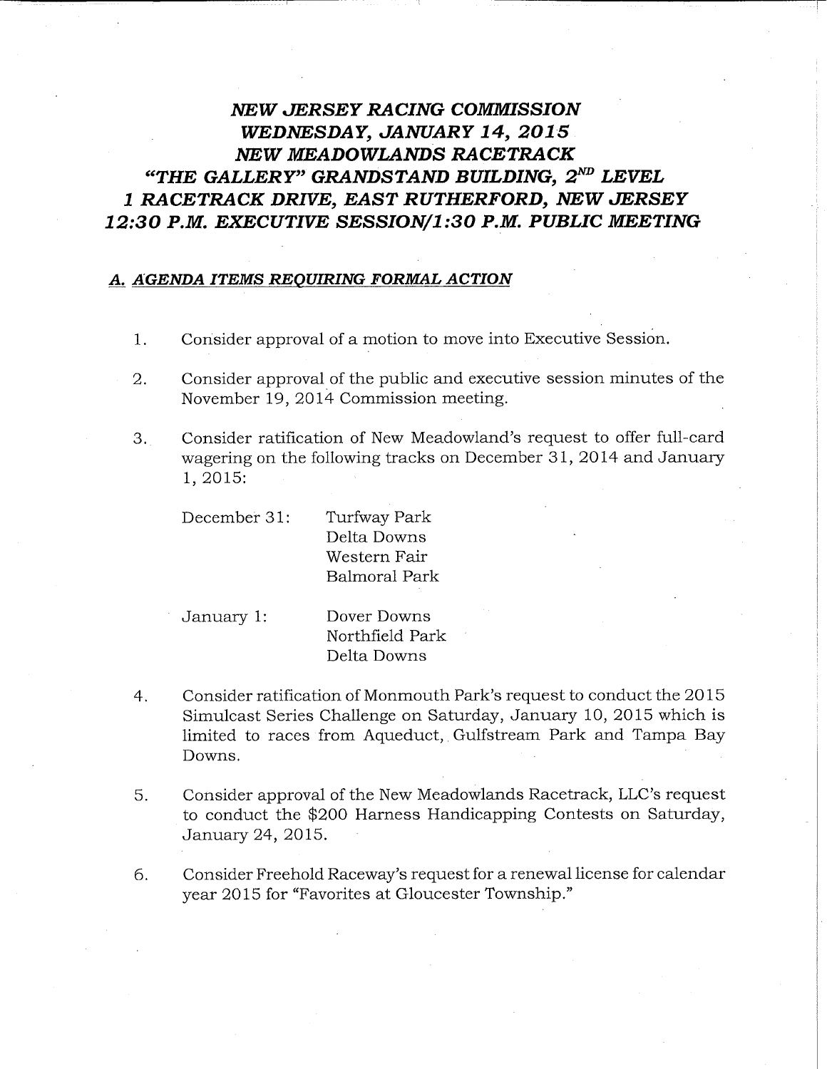# *NEW JERSEY RACING COMMISSION*
# *WEDNESDAY, JANUARY 14, 2015*
# *NEW MEADOWLANDS RACETRACK*
# *"THE GALLERY" GRANDSTAND BUILDING, 2ND LEVEL*
# *1 RACETRACK DRIVE, EAST RUTHERFORD, NEW JERSEY*
# *12:30 P.M. EXECUTIVE SESSION/1:30 P.M. PUBLIC MEETING*

## *A. AGENDA ITEMS REQUIRING FORMAL ACTION*

1. Consider approval of a motion to move into Executive Session.

2. Consider approval of the public and executive session minutes of the November 19, 2014 Commission meeting.

3. Consider ratification of New Meadowland's request to offer full-card wagering on the following tracks on December 31, 2014 and January 1, 2015:

   December 31:
   - Turfway Park
   - Delta Downs
   - Western Fair
   - Balmoral Park

   January 1:
   - Dover Downs
   - Northfield Park
   - Delta Downs

4. Consider ratification of Monmouth Park's request to conduct the 2015 Simulcast Series Challenge on Saturday, January 10, 2015 which is limited to races from Aqueduct, Gulfstream Park and Tampa Bay Downs.

5. Consider approval of the New Meadowlands Racetrack, LLC's request to conduct the $200 Harness Handicapping Contests on Saturday, January 24, 2015.

6. Consider Freehold Raceway's request for a renewal license for calendar year 2015 for "Favorites at Gloucester Township."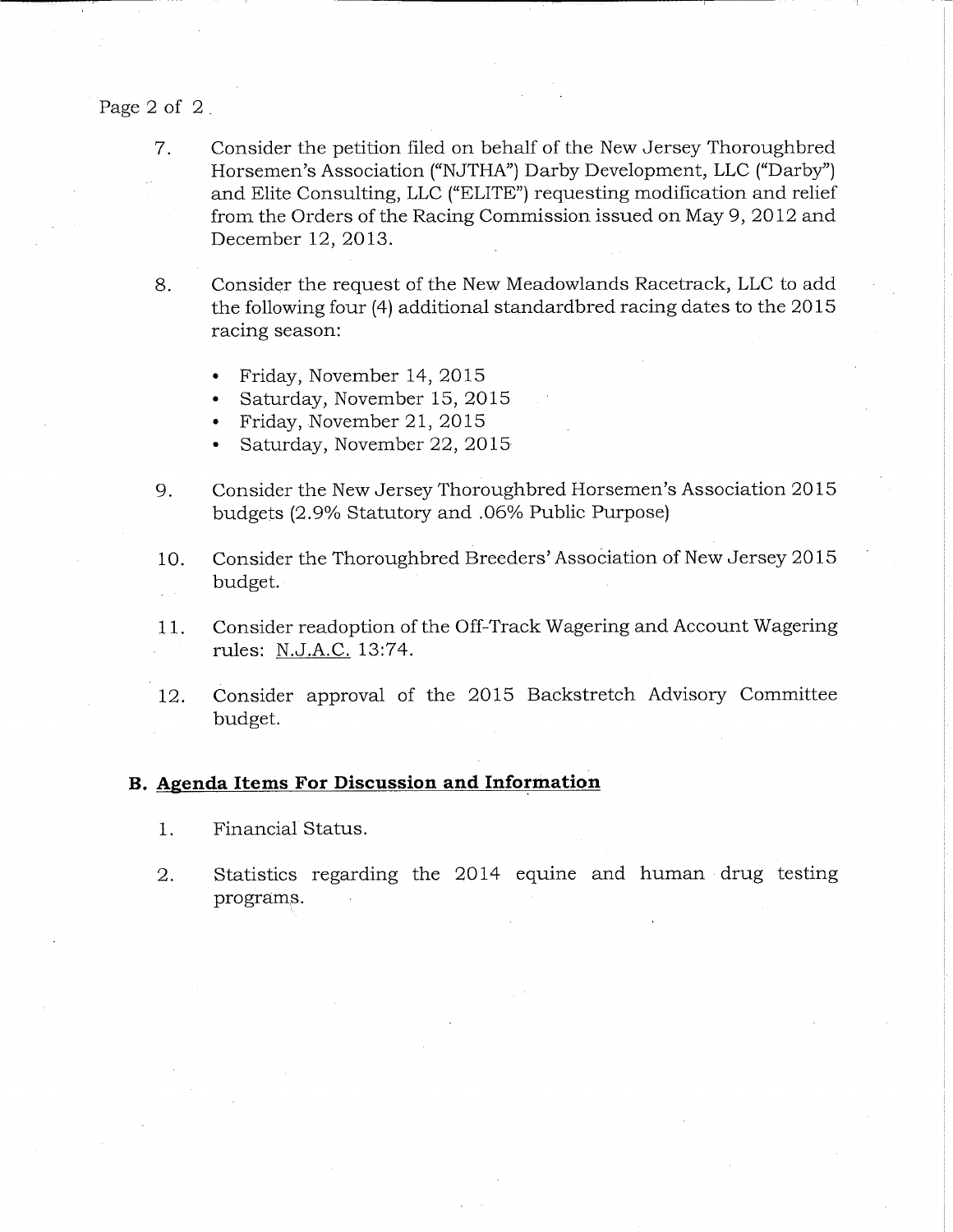7. Consider the petition filed on behalf of the New Jersey Thoroughbred Horsemen's Association ("NJTHA") Darby Development, LLC ("Darby") and Elite Consulting, LLC ("ELITE") requesting modification and relief from the Orders of the Racing Commission issued on May 9, 2012 and December 12, 2013.

8. Consider the request of the New Meadowlands Racetrack, LLC to add the following four (4) additional standardbred racing dates to the 2015 racing season:

   - Friday, November 14, 2015
   - Saturday, November 15, 2015
   - Friday, November 21, 2015
   - Saturday, November 22, 2015

9. Consider the New Jersey Thoroughbred Horsemen's Association 2015 budgets (2.9% Statutory and .06% Public Purpose)

10. Consider the Thoroughbred Breeders' Association of New Jersey 2015 budget.

11. Consider readoption of the Off-Track Wagering and Account Wagering rules: N.J.A.C. 13:74.

12. Consider approval of the 2015 Backstretch Advisory Committee budget.

## B. Agenda Items For Discussion and Information

1. Financial Status.

2. Statistics regarding the 2014 equine and human drug testing programs.